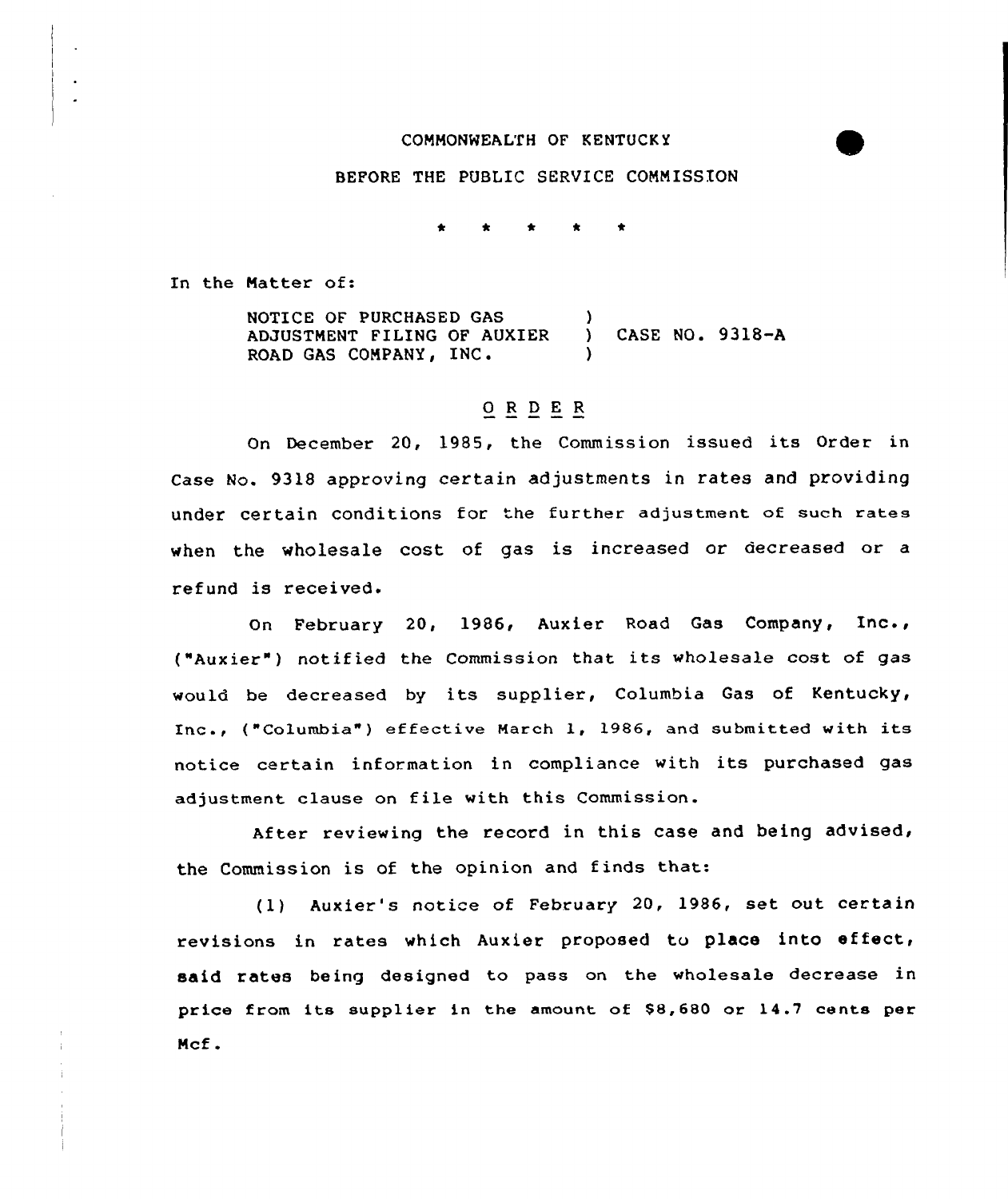COMMONWEALTH OF KENTUCKY

BEFORE THE PUBLIC SERVICE COMMISSION

\* \* \* \* \*

In the Matter of:

NOTICE OF PURCHASED GAS ADJUSTMENT FILING OF AUXIER ROAD GAS COMPANY, INC. ) CASE NO. 9318-A

## O R D E R

On December 20, 1985, the Commission issued its Order in Case No. 9318 approving certain adjustments in rates and providing under certain conditions for the further adjustment of such rates when the wholesale cost of gas is increased or decreased or a refund is received.

On February 20, 1986, Auxier Road Gas Company, Inc., ("Auxier") notified the Commission that its wholesale cost of gas would be decreased by its supplier, Columbia Gas of Kentucky, Inc., ("Columbia") effective March 1, 1986, and submitted with its notice certain information in compliance with its purchased gas adjustment clause on file with this Commission.

After reviewing the record in this case and being advised, the Commission is of the opinion and finds that:

(1) Auxier's notice of February 20, 1986, set out certain revisions in rates which Auxier proposed to place into effect, said rates being designed to pass on the wholesale decrease in price from its supplier in the amount of $8,680 or 14.7 cents per Mcf.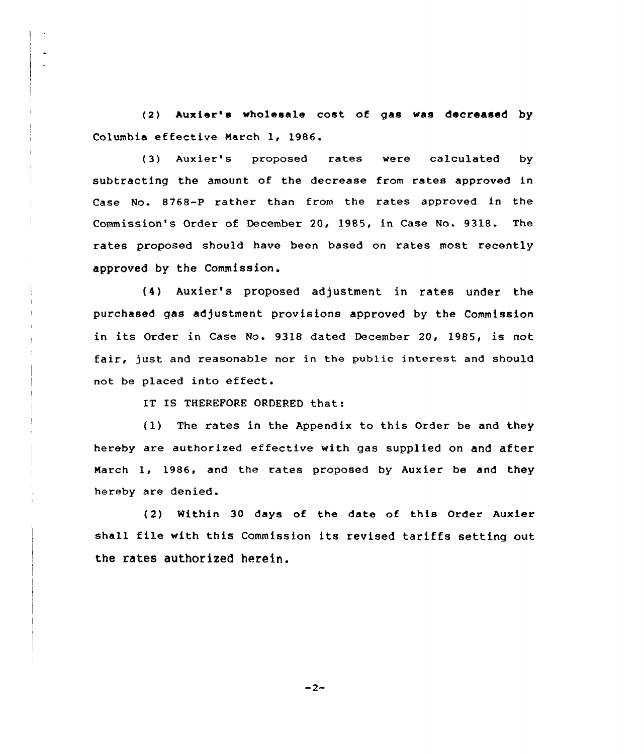(2) Auxier's wholesale cost of gas was decreased by Columbia effective March 1, 1986.

(3) Auxier's proposed rates were calculated by subtracting the amount of the decrease from rates approved in Case No. 8768-P rather than from the rates approved in the Commission's Order of December 20, 1985, in Case No. 9318. The rates proposed should have been based on rates most recently approved by the Commission.

(4) Auxier's proposed adjustment in rates under the purchased gas adjustment provisions approved by the Commission in its Order in Case No. 9318 dated December 20, 1985, is not fair, just and reasonable nor in the public interest and should not be placed into effect.

IT IS THEREFORE ORDERED that:

(1) The rates in the Appendix to this Order be and they hereby are authorized effective with gas supplied on and after March 1, 1986, and the rates proposed by Auxier be and they hereby are denied.

(2) Within 30 days of the date of this Order Auxier shall file with this Commission its revised tariffs setting out the rates authorized herein.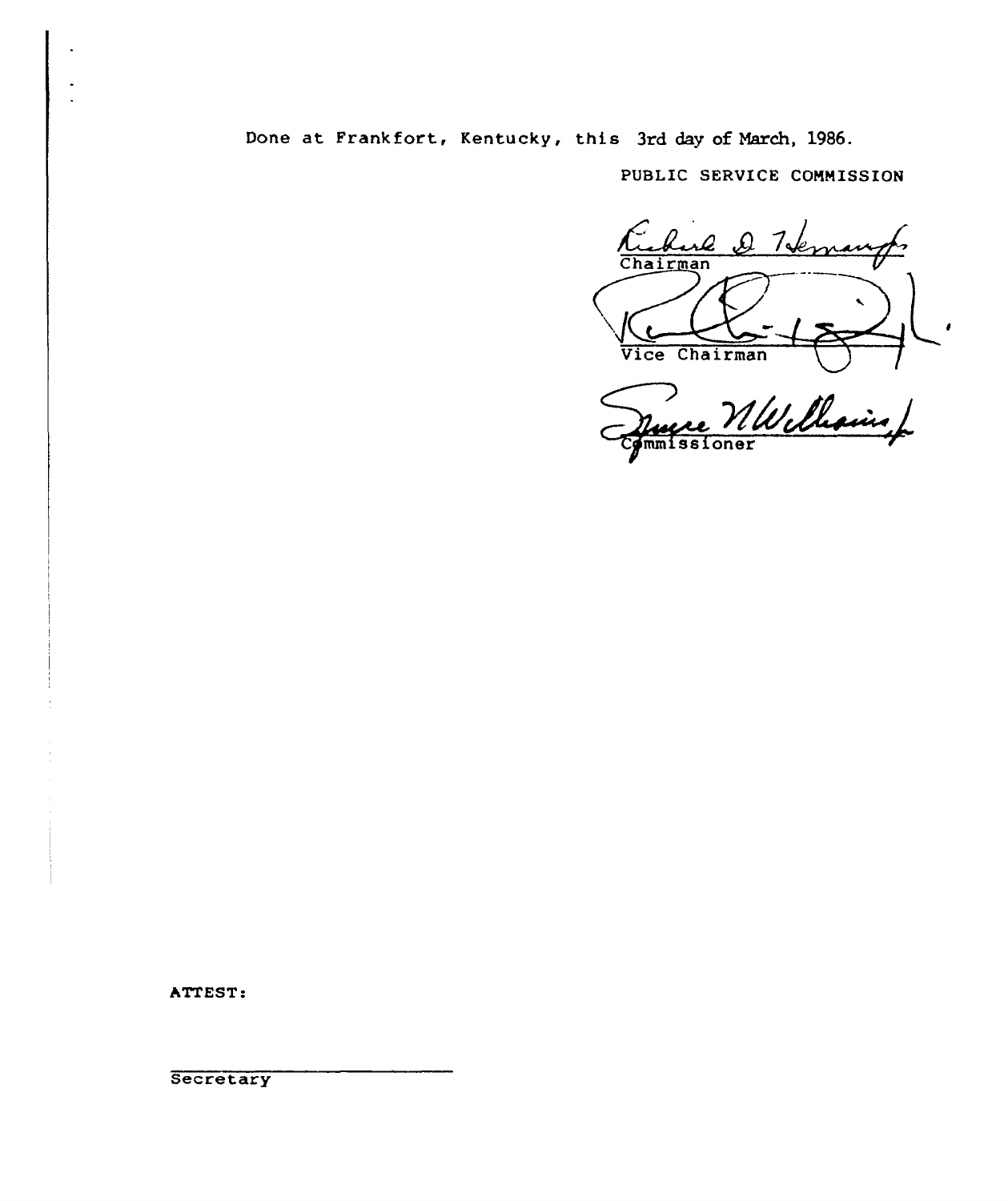Done at Frankfort, Kentucky, this 3rd day of March, 1986.

PUBLIC SERVICE COMMISSION

Chairman

Vice Chairman

Commissioner

ATTEST:

Secretary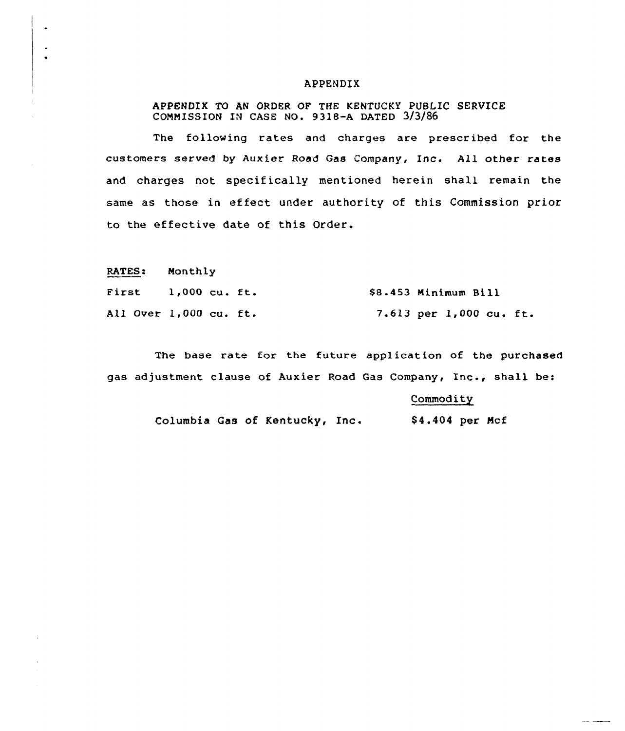# APPENDIX

APPENDIX TO AN ORDER OF THE KENTUCKY PUBLIC SERVICE COMMISSION IN CASE NO. 9318-A DATED 3/3/86

The following rates and charges are prescribed for the customers served by Auxier Road Gas Company, Inc. All other rates and charges not specifically mentioned herein shall remain the same as those in effect under authority of this Commission prior to the effective date of this Order.

| | |
|---|---|
| RATES: Monthly | |
| First 1,000 cu. ft. | $8.453 Minimum Bill |
| All Over 1,000 cu. ft. | 7.613 per 1,000 cu. ft. |

The base rate for the future application of the purchased gas adjustment clause of Auxier Road Gas Company, Inc., shall be:

| | Commodity |
|---|---|
| Columbia Gas of Kentucky, Inc. | $4.404 per Mcf |